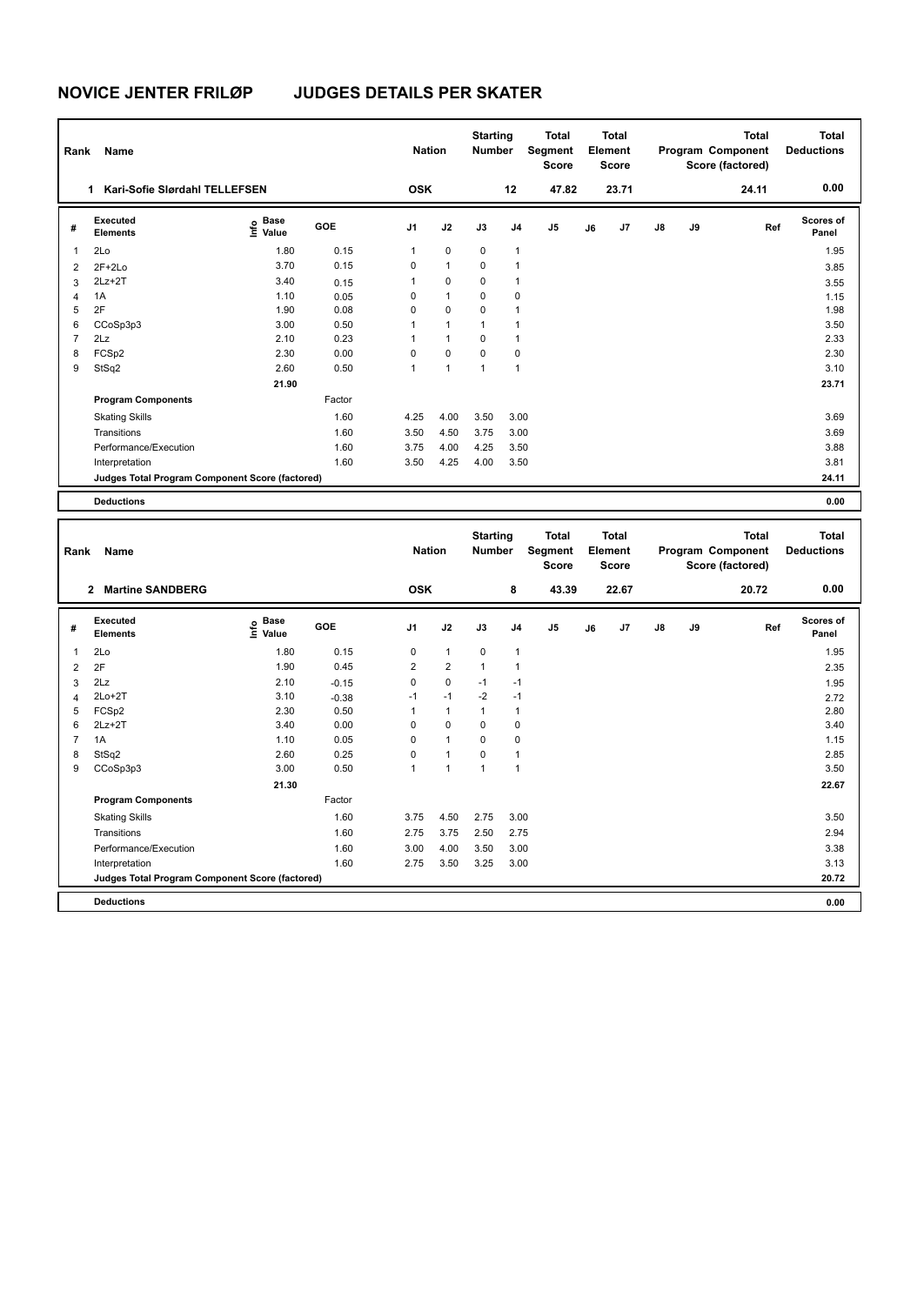# NOVICE JENTER FRILØP JUDGES DETAILS PER SKATER

| Rank | Name | Nation | Starting Number | Total Segment Score | Total Element Score | Total Program Component Score (factored) | Total Deductions |
|---|---|---|---|---|---|---|---|
| 1 | Kari-Sofie Slørdahl TELLEFSEN | OSK | 12 | 47.82 | 23.71 | 24.11 | 0.00 |

| # | Executed Elements | Info | Base Value | GOE | J1 | J2 | J3 | J4 | J5 | J6 | J7 | J8 | J9 | Ref | Scores of Panel |
|---|---|---|---|---|---|---|---|---|---|---|---|---|---|---|---|
| 1 | 2Lo | | 1.80 | 0.15 | 1 | 0 | 0 | 1 | | | | | | | 1.95 |
| 2 | 2F+2Lo | | 3.70 | 0.15 | 0 | 1 | 0 | 1 | | | | | | | 3.85 |
| 3 | 2Lz+2T | | 3.40 | 0.15 | 1 | 0 | 0 | 1 | | | | | | | 3.55 |
| 4 | 1A | | 1.10 | 0.05 | 0 | 1 | 0 | 0 | | | | | | | 1.15 |
| 5 | 2F | | 1.90 | 0.08 | 0 | 0 | 0 | 1 | | | | | | | 1.98 |
| 6 | CCoSp3p3 | | 3.00 | 0.50 | 1 | 1 | 1 | 1 | | | | | | | 3.50 |
| 7 | 2Lz | | 2.10 | 0.23 | 1 | 1 | 0 | 1 | | | | | | | 2.33 |
| 8 | FCSp2 | | 2.30 | 0.00 | 0 | 0 | 0 | 0 | | | | | | | 2.30 |
| 9 | StSq2 | | 2.60 | 0.50 | 1 | 1 | 1 | 1 | | | | | | | 3.10 |
| | | | 21.90 | | | | | | | | | | | | 23.71 |
| | **Program Components** | | | Factor | | | | | | | | | | | |
| | Skating Skills | | | 1.60 | 4.25 | 4.00 | 3.50 | 3.00 | | | | | | | 3.69 |
| | Transitions | | | 1.60 | 3.50 | 4.50 | 3.75 | 3.00 | | | | | | | 3.69 |
| | Performance/Execution | | | 1.60 | 3.75 | 4.00 | 4.25 | 3.50 | | | | | | | 3.88 |
| | Interpretation | | | 1.60 | 3.50 | 4.25 | 4.00 | 3.50 | | | | | | | 3.81 |
| | **Judges Total Program Component Score (factored)** | | | | | | | | | | | | | | 24.11 |
| | **Deductions** | | | | | | | | | | | | | | 0.00 |

| Rank | Name | Nation | Starting Number | Total Segment Score | Total Element Score | Total Program Component Score (factored) | Total Deductions |
|---|---|---|---|---|---|---|---|
| 2 | Martine SANDBERG | OSK | 8 | 43.39 | 22.67 | 20.72 | 0.00 |

| # | Executed Elements | Info | Base Value | GOE | J1 | J2 | J3 | J4 | J5 | J6 | J7 | J8 | J9 | Ref | Scores of Panel |
|---|---|---|---|---|---|---|---|---|---|---|---|---|---|---|---|
| 1 | 2Lo | | 1.80 | 0.15 | 0 | 1 | 0 | 1 | | | | | | | 1.95 |
| 2 | 2F | | 1.90 | 0.45 | 2 | 2 | 1 | 1 | | | | | | | 2.35 |
| 3 | 2Lz | | 2.10 | -0.15 | 0 | 0 | -1 | -1 | | | | | | | 1.95 |
| 4 | 2Lo+2T | | 3.10 | -0.38 | -1 | -1 | -2 | -1 | | | | | | | 2.72 |
| 5 | FCSp2 | | 2.30 | 0.50 | 1 | 1 | 1 | 1 | | | | | | | 2.80 |
| 6 | 2Lz+2T | | 3.40 | 0.00 | 0 | 0 | 0 | 0 | | | | | | | 3.40 |
| 7 | 1A | | 1.10 | 0.05 | 0 | 1 | 0 | 0 | | | | | | | 1.15 |
| 8 | StSq2 | | 2.60 | 0.25 | 0 | 1 | 0 | 1 | | | | | | | 2.85 |
| 9 | CCoSp3p3 | | 3.00 | 0.50 | 1 | 1 | 1 | 1 | | | | | | | 3.50 |
| | | | 21.30 | | | | | | | | | | | | 22.67 |
| | **Program Components** | | | Factor | | | | | | | | | | | |
| | Skating Skills | | | 1.60 | 3.75 | 4.50 | 2.75 | 3.00 | | | | | | | 3.50 |
| | Transitions | | | 1.60 | 2.75 | 3.75 | 2.50 | 2.75 | | | | | | | 2.94 |
| | Performance/Execution | | | 1.60 | 3.00 | 4.00 | 3.50 | 3.00 | | | | | | | 3.38 |
| | Interpretation | | | 1.60 | 2.75 | 3.50 | 3.25 | 3.00 | | | | | | | 3.13 |
| | **Judges Total Program Component Score (factored)** | | | | | | | | | | | | | | 20.72 |
| | **Deductions** | | | | | | | | | | | | | | 0.00 |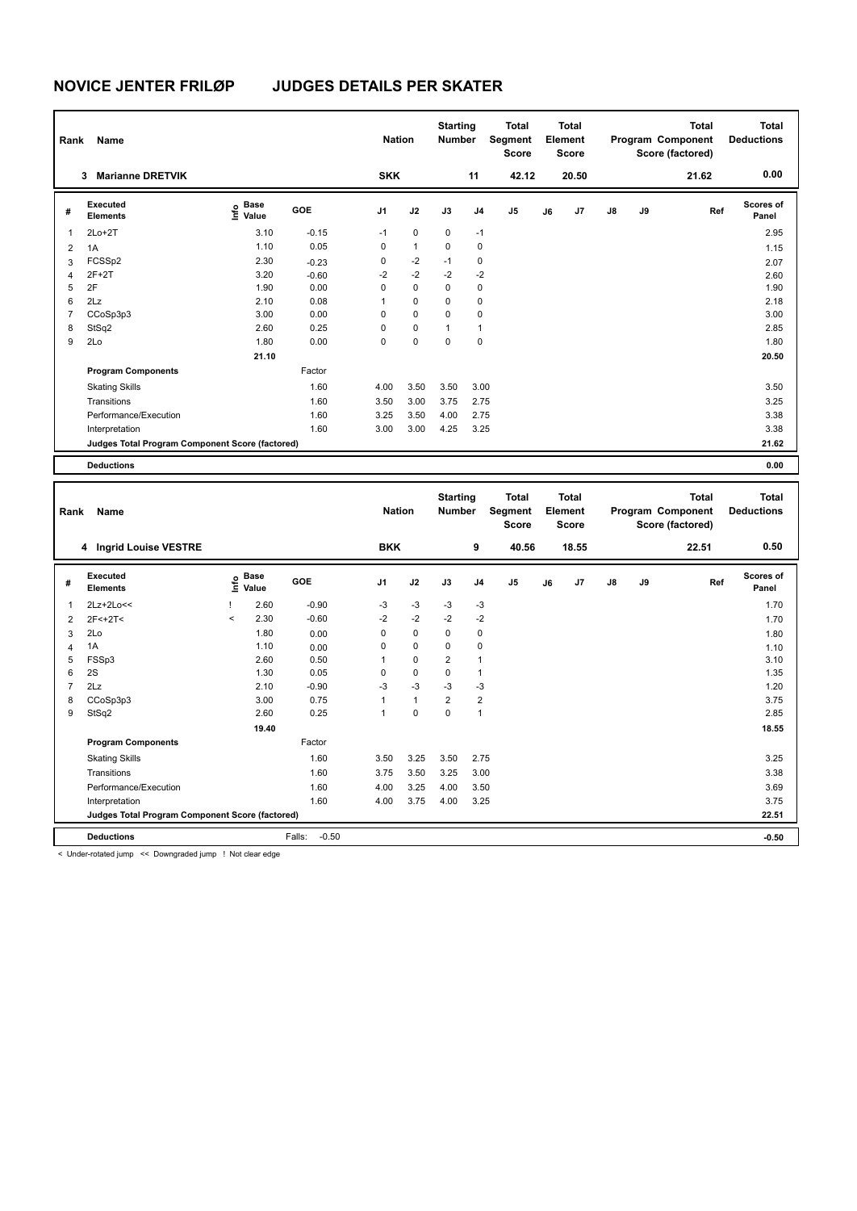# NOVICE JENTER FRILØP JUDGES DETAILS PER SKATER

| Rank | Name | Nation | Starting Number | Total Segment Score | Total Element Score | Total Program Component Score (factored) | Total Deductions |
|---|---|---|---|---|---|---|---|
| 3 | Marianne DRETVIK | SKK | 11 | 42.12 | 20.50 | 21.62 | 0.00 |

| # | Executed Elements | Info | Base Value | GOE | J1 | J2 | J3 | J4 | J5 | J6 | J7 | J8 | J9 | Ref | Scores of Panel |
|---|---|---|---|---|---|---|---|---|---|---|---|---|---|---|---|
| 1 | 2Lo+2T | | 3.10 | -0.15 | -1 | 0 | 0 | -1 | | | | | | | 2.95 |
| 2 | 1A | | 1.10 | 0.05 | 0 | 1 | 0 | 0 | | | | | | | 1.15 |
| 3 | FCSSp2 | | 2.30 | -0.23 | 0 | -2 | -1 | 0 | | | | | | | 2.07 |
| 4 | 2F+2T | | 3.20 | -0.60 | -2 | -2 | -2 | -2 | | | | | | | 2.60 |
| 5 | 2F | | 1.90 | 0.00 | 0 | 0 | 0 | 0 | | | | | | | 1.90 |
| 6 | 2Lz | | 2.10 | 0.08 | 1 | 0 | 0 | 0 | | | | | | | 2.18 |
| 7 | CCoSp3p3 | | 3.00 | 0.00 | 0 | 0 | 0 | 0 | | | | | | | 3.00 |
| 8 | StSq2 | | 2.60 | 0.25 | 0 | 0 | 1 | 1 | | | | | | | 2.85 |
| 9 | 2Lo | | 1.80 | 0.00 | 0 | 0 | 0 | 0 | | | | | | | 1.80 |
| | | | 21.10 | | | | | | | | | | | | 20.50 |
| | **Program Components** | | | Factor | | | | | | | | | | | |
| | Skating Skills | | | 1.60 | 4.00 | 3.50 | 3.50 | 3.00 | | | | | | | 3.50 |
| | Transitions | | | 1.60 | 3.50 | 3.00 | 3.75 | 2.75 | | | | | | | 3.25 |
| | Performance/Execution | | | 1.60 | 3.25 | 3.50 | 4.00 | 2.75 | | | | | | | 3.38 |
| | Interpretation | | | 1.60 | 3.00 | 3.00 | 4.25 | 3.25 | | | | | | | 3.38 |
| | **Judges Total Program Component Score (factored)** | | | | | | | | | | | | | | 21.62 |
| | **Deductions** | | | | | | | | | | | | | | 0.00 |

| Rank | Name | Nation | Starting Number | Total Segment Score | Total Element Score | Total Program Component Score (factored) | Total Deductions |
|---|---|---|---|---|---|---|---|
| 4 | Ingrid Louise VESTRE | BKK | 9 | 40.56 | 18.55 | 22.51 | 0.50 |

| # | Executed Elements | Info | Base Value | GOE | J1 | J2 | J3 | J4 | J5 | J6 | J7 | J8 | J9 | Ref | Scores of Panel |
|---|---|---|---|---|---|---|---|---|---|---|---|---|---|---|---|
| 1 | 2Lz+2Lo<< | ! | 2.60 | -0.90 | -3 | -3 | -3 | -3 | | | | | | | 1.70 |
| 2 | 2F<+2T< | < | 2.30 | -0.60 | -2 | -2 | -2 | -2 | | | | | | | 1.70 |
| 3 | 2Lo | | 1.80 | 0.00 | 0 | 0 | 0 | 0 | | | | | | | 1.80 |
| 4 | 1A | | 1.10 | 0.00 | 0 | 0 | 0 | 0 | | | | | | | 1.10 |
| 5 | FSSp3 | | 2.60 | 0.50 | 1 | 0 | 2 | 1 | | | | | | | 3.10 |
| 6 | 2S | | 1.30 | 0.05 | 0 | 0 | 0 | 1 | | | | | | | 1.35 |
| 7 | 2Lz | | 2.10 | -0.90 | -3 | -3 | -3 | -3 | | | | | | | 1.20 |
| 8 | CCoSp3p3 | | 3.00 | 0.75 | 1 | 1 | 2 | 2 | | | | | | | 3.75 |
| 9 | StSq2 | | 2.60 | 0.25 | 1 | 0 | 0 | 1 | | | | | | | 2.85 |
| | | | 19.40 | | | | | | | | | | | | 18.55 |
| | **Program Components** | | | Factor | | | | | | | | | | | |
| | Skating Skills | | | 1.60 | 3.50 | 3.25 | 3.50 | 2.75 | | | | | | | 3.25 |
| | Transitions | | | 1.60 | 3.75 | 3.50 | 3.25 | 3.00 | | | | | | | 3.38 |
| | Performance/Execution | | | 1.60 | 4.00 | 3.25 | 4.00 | 3.50 | | | | | | | 3.69 |
| | Interpretation | | | 1.60 | 4.00 | 3.75 | 4.00 | 3.25 | | | | | | | 3.75 |
| | **Judges Total Program Component Score (factored)** | | | | | | | | | | | | | | 22.51 |
| | **Deductions** | | | Falls: -0.50 | | | | | | | | | | | -0.50 |

< Under-rotated jump << Downgraded jump ! Not clear edge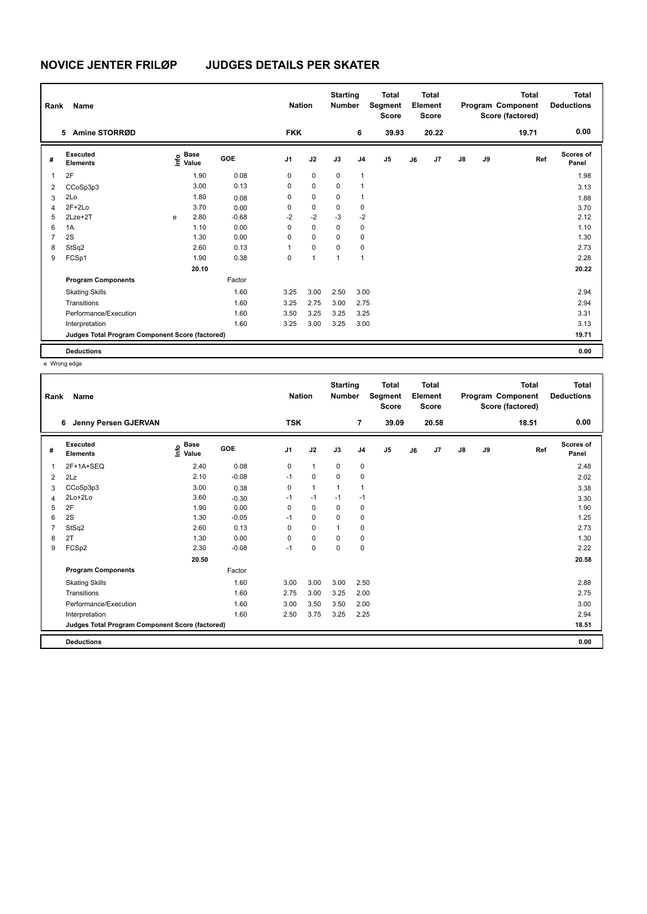# NOVICE JENTER FRILØP JUDGES DETAILS PER SKATER

| Rank | Name | Nation | Starting Number | Total Segment Score | Total Element Score | Total Program Component Score (factored) | Total Deductions |
|---|---|---|---|---|---|---|---|
| 5 | Amine STORRØD | FKK | 6 | 39.93 | 20.22 | 19.71 | 0.00 |

| # | Executed Elements | Info | Base Value | GOE | J1 | J2 | J3 | J4 | J5 | J6 | J7 | J8 | J9 | Ref | Scores of Panel |
|---|---|---|---|---|---|---|---|---|---|---|---|---|---|---|---|
| 1 | 2F | | 1.90 | 0.08 | 0 | 0 | 0 | 1 | | | | | | | 1.98 |
| 2 | CCoSp3p3 | | 3.00 | 0.13 | 0 | 0 | 0 | 1 | | | | | | | 3.13 |
| 3 | 2Lo | | 1.80 | 0.08 | 0 | 0 | 0 | 1 | | | | | | | 1.88 |
| 4 | 2F+2Lo | | 3.70 | 0.00 | 0 | 0 | 0 | 0 | | | | | | | 3.70 |
| 5 | 2Lze+2T | e | 2.80 | -0.68 | -2 | -2 | -3 | -2 | | | | | | | 2.12 |
| 6 | 1A | | 1.10 | 0.00 | 0 | 0 | 0 | 0 | | | | | | | 1.10 |
| 7 | 2S | | 1.30 | 0.00 | 0 | 0 | 0 | 0 | | | | | | | 1.30 |
| 8 | StSq2 | | 2.60 | 0.13 | 1 | 0 | 0 | 0 | | | | | | | 2.73 |
| 9 | FCSp1 | | 1.90 | 0.38 | 0 | 1 | 1 | 1 | | | | | | | 2.28 |
| | | | 20.10 | | | | | | | | | | | | 20.22 |
| | **Program Components** | | | Factor | | | | | | | | | | | |
| | Skating Skills | | | 1.60 | 3.25 | 3.00 | 2.50 | 3.00 | | | | | | | 2.94 |
| | Transitions | | | 1.60 | 3.25 | 2.75 | 3.00 | 2.75 | | | | | | | 2.94 |
| | Performance/Execution | | | 1.60 | 3.50 | 3.25 | 3.25 | 3.25 | | | | | | | 3.31 |
| | Interpretation | | | 1.60 | 3.25 | 3.00 | 3.25 | 3.00 | | | | | | | 3.13 |
| | **Judges Total Program Component Score (factored)** | | | | | | | | | | | | | | 19.71 |
| | **Deductions** | | | | | | | | | | | | | | 0.00 |

e Wrong edge

| Rank | Name | Nation | Starting Number | Total Segment Score | Total Element Score | Total Program Component Score (factored) | Total Deductions |
|---|---|---|---|---|---|---|---|
| 6 | Jenny Persen GJERVAN | TSK | 7 | 39.09 | 20.58 | 18.51 | 0.00 |

| # | Executed Elements | Info | Base Value | GOE | J1 | J2 | J3 | J4 | J5 | J6 | J7 | J8 | J9 | Ref | Scores of Panel |
|---|---|---|---|---|---|---|---|---|---|---|---|---|---|---|---|
| 1 | 2F+1A+SEQ | | 2.40 | 0.08 | 0 | 1 | 0 | 0 | | | | | | | 2.48 |
| 2 | 2Lz | | 2.10 | -0.08 | -1 | 0 | 0 | 0 | | | | | | | 2.02 |
| 3 | CCoSp3p3 | | 3.00 | 0.38 | 0 | 1 | 1 | 1 | | | | | | | 3.38 |
| 4 | 2Lo+2Lo | | 3.60 | -0.30 | -1 | -1 | -1 | -1 | | | | | | | 3.30 |
| 5 | 2F | | 1.90 | 0.00 | 0 | 0 | 0 | 0 | | | | | | | 1.90 |
| 6 | 2S | | 1.30 | -0.05 | -1 | 0 | 0 | 0 | | | | | | | 1.25 |
| 7 | StSq2 | | 2.60 | 0.13 | 0 | 0 | 1 | 0 | | | | | | | 2.73 |
| 8 | 2T | | 1.30 | 0.00 | 0 | 0 | 0 | 0 | | | | | | | 1.30 |
| 9 | FCSp2 | | 2.30 | -0.08 | -1 | 0 | 0 | 0 | | | | | | | 2.22 |
| | | | 20.50 | | | | | | | | | | | | 20.58 |
| | **Program Components** | | | Factor | | | | | | | | | | | |
| | Skating Skills | | | 1.60 | 3.00 | 3.00 | 3.00 | 2.50 | | | | | | | 2.88 |
| | Transitions | | | 1.60 | 2.75 | 3.00 | 3.25 | 2.00 | | | | | | | 2.75 |
| | Performance/Execution | | | 1.60 | 3.00 | 3.50 | 3.50 | 2.00 | | | | | | | 3.00 |
| | Interpretation | | | 1.60 | 2.50 | 3.75 | 3.25 | 2.25 | | | | | | | 2.94 |
| | **Judges Total Program Component Score (factored)** | | | | | | | | | | | | | | 18.51 |
| | **Deductions** | | | | | | | | | | | | | | 0.00 |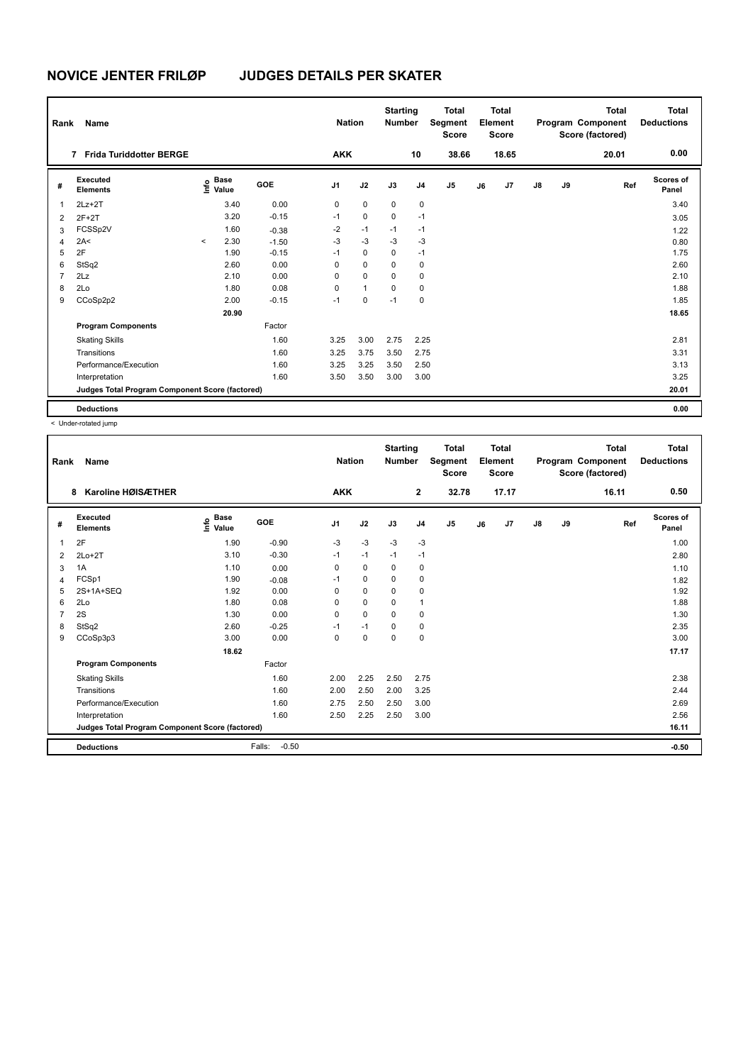# NOVICE JENTER FRILØP JUDGES DETAILS PER SKATER

| Rank | Name | Nation | Starting Number | Total Segment Score | Total Element Score | Total Program Component Score (factored) | Total Deductions |
|---|---|---|---|---|---|---|---|
| 7 | Frida Turiddotter BERGE | AKK | 10 | 38.66 | 18.65 | 20.01 | 0.00 |

| # | Executed Elements | Info | Base Value | GOE | J1 | J2 | J3 | J4 | J5 | J6 | J7 | J8 | J9 | Ref | Scores of Panel |
|---|---|---|---|---|---|---|---|---|---|---|---|---|---|---|---|
| 1 | 2Lz+2T | | 3.40 | 0.00 | 0 | 0 | 0 | 0 | | | | | | | 3.40 |
| 2 | 2F+2T | | 3.20 | -0.15 | -1 | 0 | 0 | -1 | | | | | | | 3.05 |
| 3 | FCSSp2V | | 1.60 | -0.38 | -2 | -1 | -1 | -1 | | | | | | | 1.22 |
| 4 | 2A< | < | 2.30 | -1.50 | -3 | -3 | -3 | -3 | | | | | | | 0.80 |
| 5 | 2F | | 1.90 | -0.15 | -1 | 0 | 0 | -1 | | | | | | | 1.75 |
| 6 | StSq2 | | 2.60 | 0.00 | 0 | 0 | 0 | 0 | | | | | | | 2.60 |
| 7 | 2Lz | | 2.10 | 0.00 | 0 | 0 | 0 | 0 | | | | | | | 2.10 |
| 8 | 2Lo | | 1.80 | 0.08 | 0 | 1 | 0 | 0 | | | | | | | 1.88 |
| 9 | CCoSp2p2 | | 2.00 | -0.15 | -1 | 0 | -1 | 0 | | | | | | | 1.85 |
| | | | 20.90 | | | | | | | | | | | | 18.65 |
| | **Program Components** | | | Factor | | | | | | | | | | | |
| | Skating Skills | | | 1.60 | 3.25 | 3.00 | 2.75 | 2.25 | | | | | | | 2.81 |
| | Transitions | | | 1.60 | 3.25 | 3.75 | 3.50 | 2.75 | | | | | | | 3.31 |
| | Performance/Execution | | | 1.60 | 3.25 | 3.25 | 3.50 | 2.50 | | | | | | | 3.13 |
| | Interpretation | | | 1.60 | 3.50 | 3.50 | 3.00 | 3.00 | | | | | | | 3.25 |
| | **Judges Total Program Component Score (factored)** | | | | | | | | | | | | | | 20.01 |
| | **Deductions** | | | | | | | | | | | | | | 0.00 |

< Under-rotated jump

| Rank | Name | Nation | Starting Number | Total Segment Score | Total Element Score | Total Program Component Score (factored) | Total Deductions |
|---|---|---|---|---|---|---|---|
| 8 | Karoline HØISÆTHER | AKK | 2 | 32.78 | 17.17 | 16.11 | 0.50 |

| # | Executed Elements | Info | Base Value | GOE | J1 | J2 | J3 | J4 | J5 | J6 | J7 | J8 | J9 | Ref | Scores of Panel |
|---|---|---|---|---|---|---|---|---|---|---|---|---|---|---|---|
| 1 | 2F | | 1.90 | -0.90 | -3 | -3 | -3 | -3 | | | | | | | 1.00 |
| 2 | 2Lo+2T | | 3.10 | -0.30 | -1 | -1 | -1 | -1 | | | | | | | 2.80 |
| 3 | 1A | | 1.10 | 0.00 | 0 | 0 | 0 | 0 | | | | | | | 1.10 |
| 4 | FCSp1 | | 1.90 | -0.08 | -1 | 0 | 0 | 0 | | | | | | | 1.82 |
| 5 | 2S+1A+SEQ | | 1.92 | 0.00 | 0 | 0 | 0 | 0 | | | | | | | 1.92 |
| 6 | 2Lo | | 1.80 | 0.08 | 0 | 0 | 0 | 1 | | | | | | | 1.88 |
| 7 | 2S | | 1.30 | 0.00 | 0 | 0 | 0 | 0 | | | | | | | 1.30 |
| 8 | StSq2 | | 2.60 | -0.25 | -1 | -1 | 0 | 0 | | | | | | | 2.35 |
| 9 | CCoSp3p3 | | 3.00 | 0.00 | 0 | 0 | 0 | 0 | | | | | | | 3.00 |
| | | | 18.62 | | | | | | | | | | | | 17.17 |
| | **Program Components** | | | Factor | | | | | | | | | | | |
| | Skating Skills | | | 1.60 | 2.00 | 2.25 | 2.50 | 2.75 | | | | | | | 2.38 |
| | Transitions | | | 1.60 | 2.00 | 2.50 | 2.00 | 3.25 | | | | | | | 2.44 |
| | Performance/Execution | | | 1.60 | 2.75 | 2.50 | 2.50 | 3.00 | | | | | | | 2.69 |
| | Interpretation | | | 1.60 | 2.50 | 2.25 | 2.50 | 3.00 | | | | | | | 2.56 |
| | **Judges Total Program Component Score (factored)** | | | | | | | | | | | | | | 16.11 |
| | **Deductions** | | | Falls: -0.50 | | | | | | | | | | | -0.50 |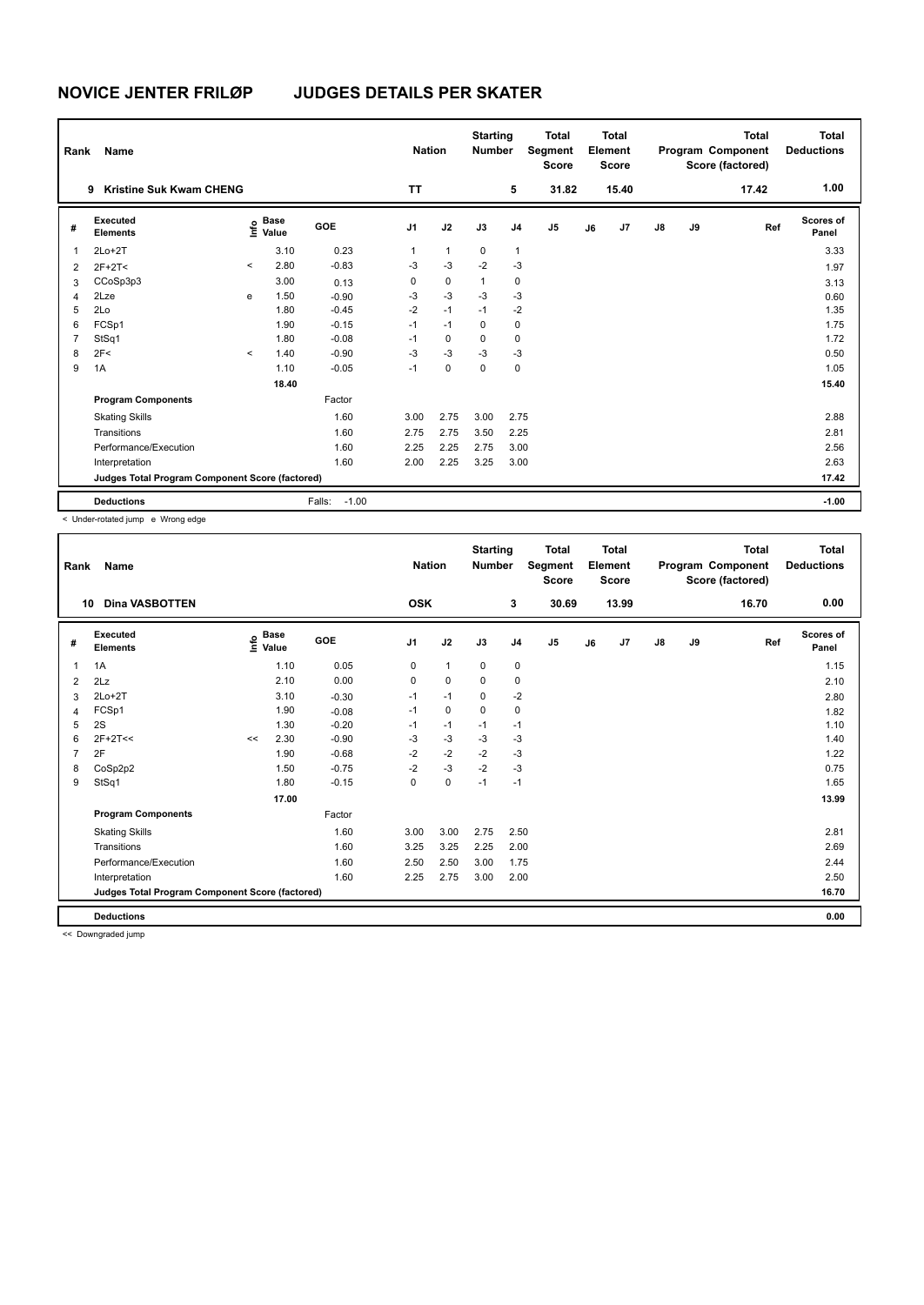# NOVICE JENTER FRILØP JUDGES DETAILS PER SKATER

| Rank | Name | Nation | Starting Number | Total Segment Score | Total Element Score | Total Program Component Score (factored) | Total Deductions |
|---|---|---|---|---|---|---|---|
| 9 | Kristine Suk Kwam CHENG | TT | 5 | 31.82 | 15.40 | 17.42 | 1.00 |

| # | Executed Elements | Info | Base Value | GOE | J1 | J2 | J3 | J4 | J5 | J6 | J7 | J8 | J9 | Ref | Scores of Panel |
|---|---|---|---|---|---|---|---|---|---|---|---|---|---|---|---|
| 1 | 2Lo+2T | | 3.10 | 0.23 | 1 | 1 | 0 | 1 | | | | | | | 3.33 |
| 2 | 2F+2T< | < | 2.80 | -0.83 | -3 | -3 | -2 | -3 | | | | | | | 1.97 |
| 3 | CCoSp3p3 | | 3.00 | 0.13 | 0 | 0 | 1 | 0 | | | | | | | 3.13 |
| 4 | 2Lze | e | 1.50 | -0.90 | -3 | -3 | -3 | -3 | | | | | | | 0.60 |
| 5 | 2Lo | | 1.80 | -0.45 | -2 | -1 | -1 | -2 | | | | | | | 1.35 |
| 6 | FCSp1 | | 1.90 | -0.15 | -1 | -1 | 0 | 0 | | | | | | | 1.75 |
| 7 | StSq1 | | 1.80 | -0.08 | -1 | 0 | 0 | 0 | | | | | | | 1.72 |
| 8 | 2F< | < | 1.40 | -0.90 | -3 | -3 | -3 | -3 | | | | | | | 0.50 |
| 9 | 1A | | 1.10 | -0.05 | -1 | 0 | 0 | 0 | | | | | | | 1.05 |
| | | | 18.40 | | | | | | | | | | | | 15.40 |
| | **Program Components** | | | Factor | | | | | | | | | | | |
| | Skating Skills | | | 1.60 | 3.00 | 2.75 | 3.00 | 2.75 | | | | | | | 2.88 |
| | Transitions | | | 1.60 | 2.75 | 2.75 | 3.50 | 2.25 | | | | | | | 2.81 |
| | Performance/Execution | | | 1.60 | 2.25 | 2.25 | 2.75 | 3.00 | | | | | | | 2.56 |
| | Interpretation | | | 1.60 | 2.00 | 2.25 | 3.25 | 3.00 | | | | | | | 2.63 |
| | **Judges Total Program Component Score (factored)** | | | | | | | | | | | | | | 17.42 |
| | **Deductions** | | | Falls: -1.00 | | | | | | | | | | | -1.00 |

< Under-rotated jump e Wrong edge

| Rank | Name | Nation | Starting Number | Total Segment Score | Total Element Score | Total Program Component Score (factored) | Total Deductions |
|---|---|---|---|---|---|---|---|
| 10 | Dina VASBOTTEN | OSK | 3 | 30.69 | 13.99 | 16.70 | 0.00 |

| # | Executed Elements | Info | Base Value | GOE | J1 | J2 | J3 | J4 | J5 | J6 | J7 | J8 | J9 | Ref | Scores of Panel |
|---|---|---|---|---|---|---|---|---|---|---|---|---|---|---|---|
| 1 | 1A | | 1.10 | 0.05 | 0 | 1 | 0 | 0 | | | | | | | 1.15 |
| 2 | 2Lz | | 2.10 | 0.00 | 0 | 0 | 0 | 0 | | | | | | | 2.10 |
| 3 | 2Lo+2T | | 3.10 | -0.30 | -1 | -1 | 0 | -2 | | | | | | | 2.80 |
| 4 | FCSp1 | | 1.90 | -0.08 | -1 | 0 | 0 | 0 | | | | | | | 1.82 |
| 5 | 2S | | 1.30 | -0.20 | -1 | -1 | -1 | -1 | | | | | | | 1.10 |
| 6 | 2F+2T<< | << | 2.30 | -0.90 | -3 | -3 | -3 | -3 | | | | | | | 1.40 |
| 7 | 2F | | 1.90 | -0.68 | -2 | -2 | -2 | -3 | | | | | | | 1.22 |
| 8 | CoSp2p2 | | 1.50 | -0.75 | -2 | -3 | -2 | -3 | | | | | | | 0.75 |
| 9 | StSq1 | | 1.80 | -0.15 | 0 | 0 | -1 | -1 | | | | | | | 1.65 |
| | | | 17.00 | | | | | | | | | | | | 13.99 |
| | **Program Components** | | | Factor | | | | | | | | | | | |
| | Skating Skills | | | 1.60 | 3.00 | 3.00 | 2.75 | 2.50 | | | | | | | 2.81 |
| | Transitions | | | 1.60 | 3.25 | 3.25 | 2.25 | 2.00 | | | | | | | 2.69 |
| | Performance/Execution | | | 1.60 | 2.50 | 2.50 | 3.00 | 1.75 | | | | | | | 2.44 |
| | Interpretation | | | 1.60 | 2.25 | 2.75 | 3.00 | 2.00 | | | | | | | 2.50 |
| | **Judges Total Program Component Score (factored)** | | | | | | | | | | | | | | 16.70 |
| | **Deductions** | | | | | | | | | | | | | | 0.00 |

<< Downgraded jump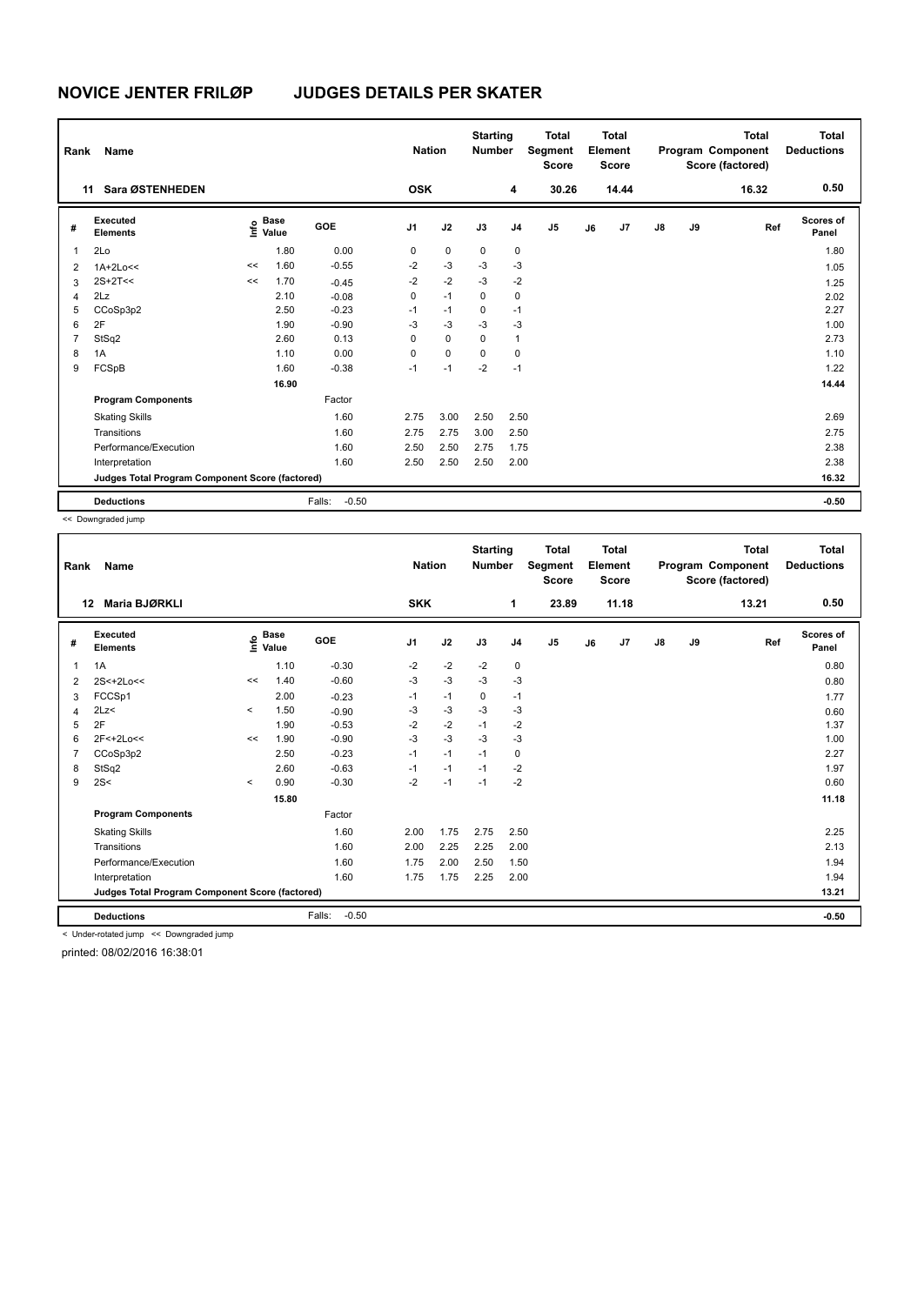# NOVICE JENTER FRILØP JUDGES DETAILS PER SKATER

| Rank | Name | Nation | Starting Number | Total Segment Score | Total Element Score | Total Program Component Score (factored) | Total Deductions |
|---|---|---|---|---|---|---|---|
| 11 | Sara ØSTENHEDEN | OSK | 4 | 30.26 | 14.44 | 16.32 | 0.50 |

| # | Executed Elements | Info | Base Value | GOE | J1 | J2 | J3 | J4 | J5 | J6 | J7 | J8 | J9 | Ref | Scores of Panel |
|---|---|---|---|---|---|---|---|---|---|---|---|---|---|---|---|
| 1 | 2Lo | | 1.80 | 0.00 | 0 | 0 | 0 | 0 | | | | | | | 1.80 |
| 2 | 1A+2Lo<< | << | 1.60 | -0.55 | -2 | -3 | -3 | -3 | | | | | | | 1.05 |
| 3 | 2S+2T<< | << | 1.70 | -0.45 | -2 | -2 | -3 | -2 | | | | | | | 1.25 |
| 4 | 2Lz | | 2.10 | -0.08 | 0 | -1 | 0 | 0 | | | | | | | 2.02 |
| 5 | CCoSp3p2 | | 2.50 | -0.23 | -1 | -1 | 0 | -1 | | | | | | | 2.27 |
| 6 | 2F | | 1.90 | -0.90 | -3 | -3 | -3 | -3 | | | | | | | 1.00 |
| 7 | StSq2 | | 2.60 | 0.13 | 0 | 0 | 0 | 1 | | | | | | | 2.73 |
| 8 | 1A | | 1.10 | 0.00 | 0 | 0 | 0 | 0 | | | | | | | 1.10 |
| 9 | FCSpB | | 1.60 | -0.38 | -1 | -1 | -2 | -1 | | | | | | | 1.22 |
| | | | 16.90 | | | | | | | | | | | | 14.44 |
| | **Program Components** | | | Factor | | | | | | | | | | | |
| | Skating Skills | | | 1.60 | 2.75 | 3.00 | 2.50 | 2.50 | | | | | | | 2.69 |
| | Transitions | | | 1.60 | 2.75 | 2.75 | 3.00 | 2.50 | | | | | | | 2.75 |
| | Performance/Execution | | | 1.60 | 2.50 | 2.50 | 2.75 | 1.75 | | | | | | | 2.38 |
| | Interpretation | | | 1.60 | 2.50 | 2.50 | 2.50 | 2.00 | | | | | | | 2.38 |
| | **Judges Total Program Component Score (factored)** | | | | | | | | | | | | | | 16.32 |
| | **Deductions** | | | Falls: -0.50 | | | | | | | | | | | -0.50 |

<< Downgraded jump

| Rank | Name | Nation | Starting Number | Total Segment Score | Total Element Score | Total Program Component Score (factored) | Total Deductions |
|---|---|---|---|---|---|---|---|
| 12 | Maria BJØRKLI | SKK | 1 | 23.89 | 11.18 | 13.21 | 0.50 |

| # | Executed Elements | Info | Base Value | GOE | J1 | J2 | J3 | J4 | J5 | J6 | J7 | J8 | J9 | Ref | Scores of Panel |
|---|---|---|---|---|---|---|---|---|---|---|---|---|---|---|---|
| 1 | 1A | | 1.10 | -0.30 | -2 | -2 | -2 | 0 | | | | | | | 0.80 |
| 2 | 2S<+2Lo<< | << | 1.40 | -0.60 | -3 | -3 | -3 | -3 | | | | | | | 0.80 |
| 3 | FCCSp1 | | 2.00 | -0.23 | -1 | -1 | 0 | -1 | | | | | | | 1.77 |
| 4 | 2Lz< | < | 1.50 | -0.90 | -3 | -3 | -3 | -3 | | | | | | | 0.60 |
| 5 | 2F | | 1.90 | -0.53 | -2 | -2 | -1 | -2 | | | | | | | 1.37 |
| 6 | 2F<+2Lo<< | << | 1.90 | -0.90 | -3 | -3 | -3 | -3 | | | | | | | 1.00 |
| 7 | CCoSp3p2 | | 2.50 | -0.23 | -1 | -1 | -1 | 0 | | | | | | | 2.27 |
| 8 | StSq2 | | 2.60 | -0.63 | -1 | -1 | -1 | -2 | | | | | | | 1.97 |
| 9 | 2S< | < | 0.90 | -0.30 | -2 | -1 | -1 | -2 | | | | | | | 0.60 |
| | | | 15.80 | | | | | | | | | | | | 11.18 |
| | **Program Components** | | | Factor | | | | | | | | | | | |
| | Skating Skills | | | 1.60 | 2.00 | 1.75 | 2.75 | 2.50 | | | | | | | 2.25 |
| | Transitions | | | 1.60 | 2.00 | 2.25 | 2.25 | 2.00 | | | | | | | 2.13 |
| | Performance/Execution | | | 1.60 | 1.75 | 2.00 | 2.50 | 1.50 | | | | | | | 1.94 |
| | Interpretation | | | 1.60 | 1.75 | 1.75 | 2.25 | 2.00 | | | | | | | 1.94 |
| | **Judges Total Program Component Score (factored)** | | | | | | | | | | | | | | 13.21 |
| | **Deductions** | | | Falls: -0.50 | | | | | | | | | | | -0.50 |

< Under-rotated jump << Downgraded jump

printed: 08/02/2016 16:38:01